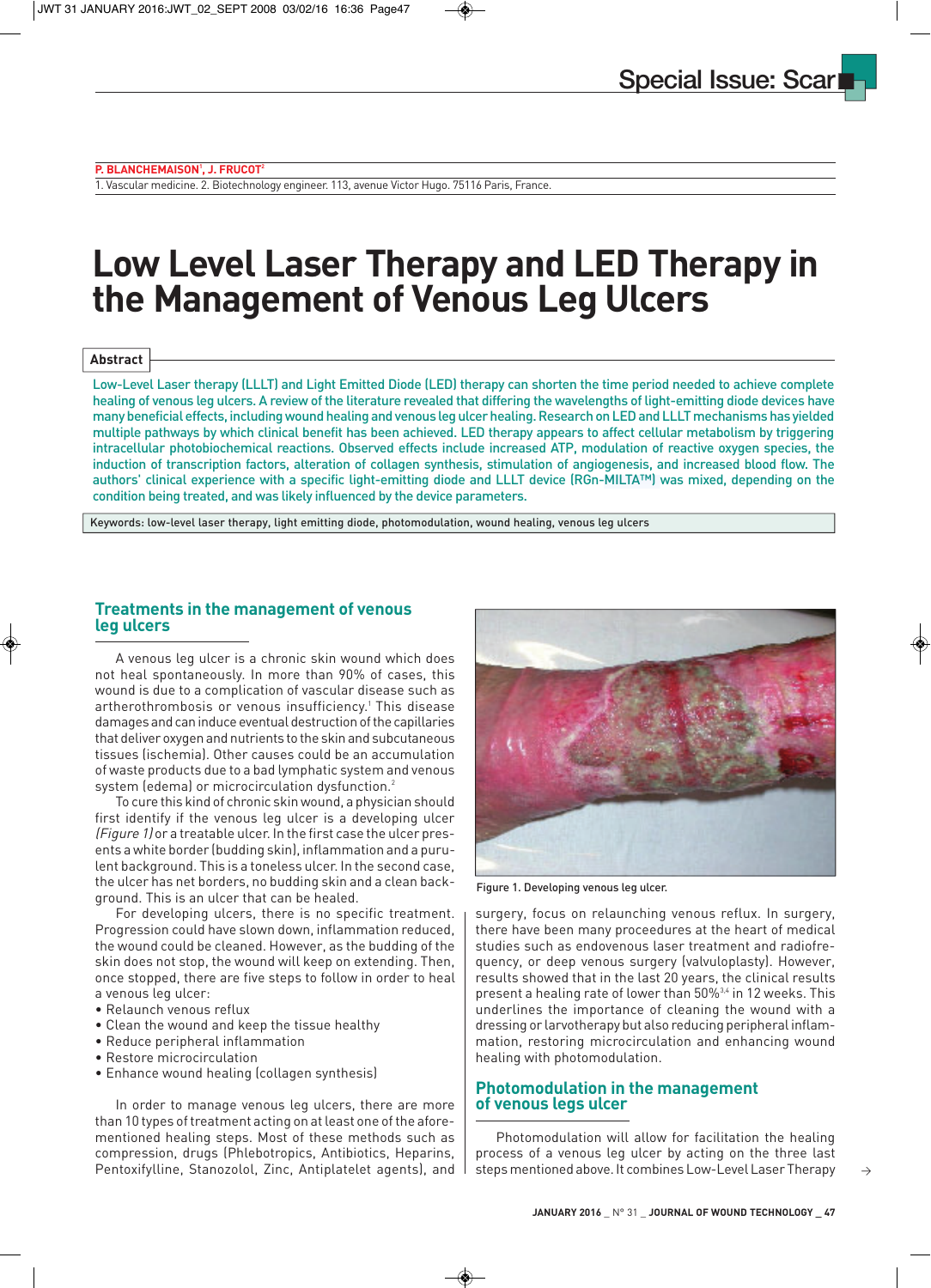Special Issue: Scar

**P. BLANCHEMAISON[1], J. FRUCOT[2]**

1. Vascular medicine. 2. Biotechnology engineer. 113, avenue Victor Hugo. 75116 Paris, France.

# Low Level Laser Therapy and LED Therapy in the Management of Venous Leg Ulcers

## Abstract

Low-Level Laser therapy (LLLT) and Light Emitted Diode (LED) therapy can shorten the time period needed to achieve complete healing of venous leg ulcers. A review of the literature revealed that differing the wavelengths of light-emitting diode devices have many beneficial effects, including wound healing and venous leg ulcer healing. Research on LED and LLLT mechanisms has yielded multiple pathways by which clinical benefit has been achieved. LED therapy appears to affect cellular metabolism by triggering intracellular photobiochemical reactions. Observed effects include increased ATP, modulation of reactive oxygen species, the induction of transcription factors, alteration of collagen synthesis, stimulation of angiogenesis, and increased blood flow. The authors' clinical experience with a specific light-emitting diode and LLLT device (RGn-MILTA™) was mixed, depending on the condition being treated, and was likely influenced by the device parameters.

Keywords: low-level laser therapy, light emitting diode, photomodulation, wound healing, venous leg ulcers

## Treatments in the management of venous leg ulcers

A venous leg ulcer is a chronic skin wound which does not heal spontaneously. In more than 90% of cases, this wound is due to a complication of vascular disease such as artherothrombosis or venous insufficiency.[1] This disease damages and can induce eventual destruction of the capillaries that deliver oxygen and nutrients to the skin and subcutaneous tissues (ischemia). Other causes could be an accumulation of waste products due to a bad lymphatic system and venous system (edema) or microcirculation dysfunction.[2]

To cure this kind of chronic skin wound, a physician should first identify if the venous leg ulcer is a developing ulcer *(Figure 1)* or a treatable ulcer. In the first case the ulcer presents a white border (budding skin), inflammation and a purulent background. This is a toneless ulcer. In the second case, the ulcer has net borders, no budding skin and a clean background. This is an ulcer that can be healed.

For developing ulcers, there is no specific treatment. Progression could have slown down, inflammation reduced, the wound could be cleaned. However, as the budding of the skin does not stop, the wound will keep on extending. Then, once stopped, there are five steps to follow in order to heal a venous leg ulcer:

- Relaunch venous reflux
- Clean the wound and keep the tissue healthy
- Reduce peripheral inflammation
- Restore microcirculation
- Enhance wound healing (collagen synthesis)

In order to manage venous leg ulcers, there are more than 10 types of treatment acting on at least one of the aforementioned healing steps. Most of these methods such as compression, drugs (Phlebotropics, Antibiotics, Heparins, Pentoxifylline, Stanozolol, Zinc, Antiplatelet agents), and surgery, focus on relaunching venous reflux. In surgery, there have been many proceedures at the heart of medical studies such as endovenous laser treatment and radiofrequency, or deep venous surgery (valvuloplasty). However, results showed that in the last 20 years, the clinical results present a healing rate of lower than 50%[3,4] in 12 weeks. This underlines the importance of cleaning the wound with a dressing or larvotherapy but also reducing peripheral inflammation, restoring microcirculation and enhancing wound healing with photomodulation.

Figure 1. Developing venous leg ulcer.

## Photomodulation in the management of venous legs ulcer

Photomodulation will allow for facilitation the healing process of a venous leg ulcer by acting on the three last steps mentioned above. It combines Low-Level Laser Therapy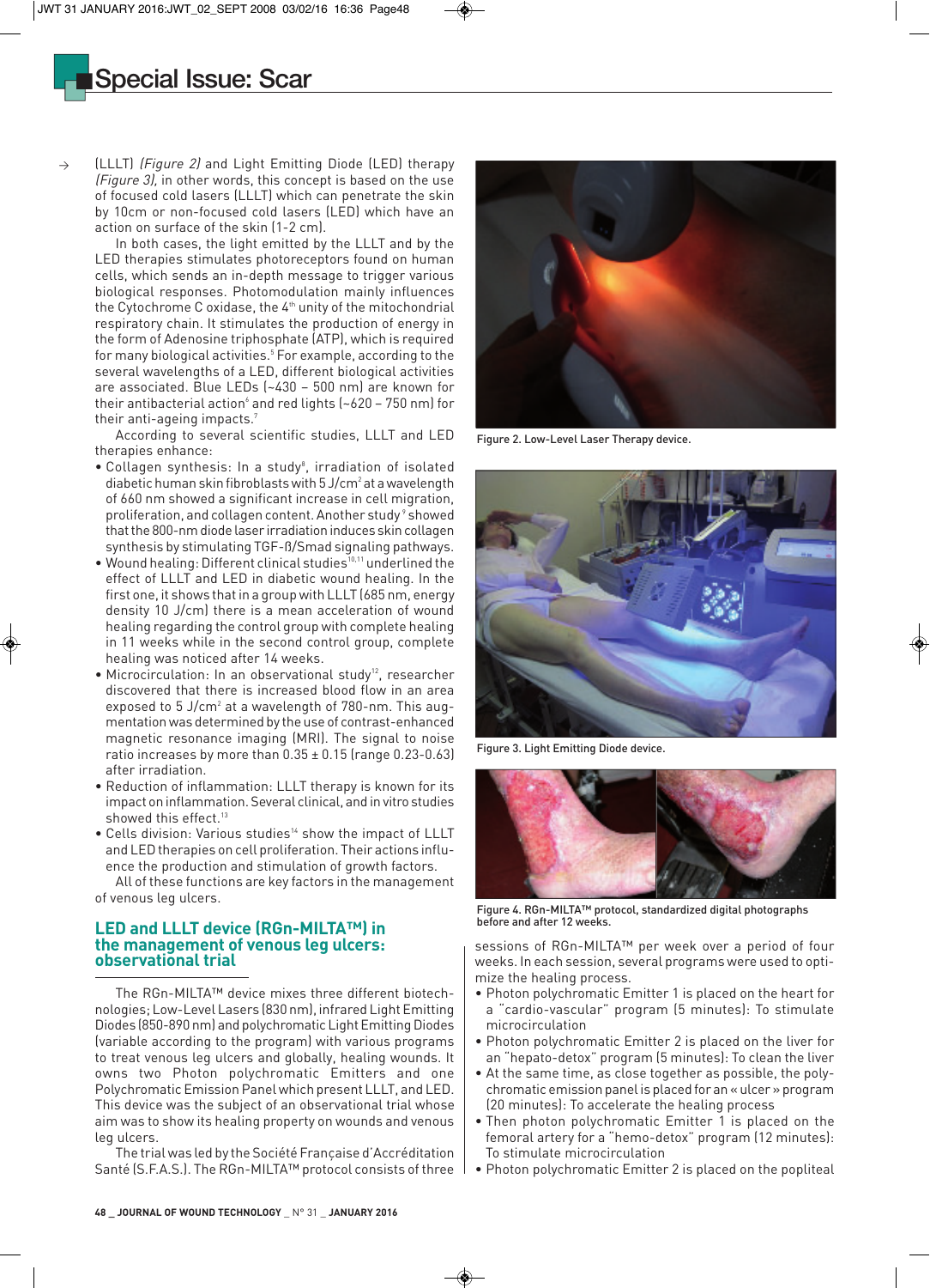(LLLT) *(Figure 2)* and Light Emitting Diode (LED) therapy *(Figure 3)*, in other words, this concept is based on the use of focused cold lasers (LLLT) which can penetrate the skin by 10cm or non-focused cold lasers (LED) which have an action on surface of the skin (1-2 cm).

In both cases, the light emitted by the LLLT and by the LED therapies stimulates photoreceptors found on human cells, which sends an in-depth message to trigger various biological responses. Photomodulation mainly influences the Cytochrome C oxidase, the 4$^{th}$ unity of the mitochondrial respiratory chain. It stimulates the production of energy in the form of Adenosine triphosphate (ATP), which is required for many biological activities.[5] For example, according to the several wavelengths of a LED, different biological activities are associated. Blue LEDs (~430 – 500 nm) are known for their antibacterial action[6] and red lights (~620 – 750 nm) for their anti-ageing impacts.[7]

According to several scientific studies, LLLT and LED therapies enhance:

- Collagen synthesis: In a study[8], irradiation of isolated diabetic human skin fibroblasts with 5 J/cm$^2$ at a wavelength of 660 nm showed a significant increase in cell migration, proliferation, and collagen content. Another study[9] showed that the 800-nm diode laser irradiation induces skin collagen synthesis by stimulating TGF-ß/Smad signaling pathways.
- Wound healing: Different clinical studies[10,11] underlined the effect of LLLT and LED in diabetic wound healing. In the first one, it shows that in a group with LLLT (685 nm, energy density 10 J/cm) there is a mean acceleration of wound healing regarding the control group with complete healing in 11 weeks while in the second control group, complete healing was noticed after 14 weeks.
- Microcirculation: In an observational study[12], researcher discovered that there is increased blood flow in an area exposed to 5 J/cm$^2$ at a wavelength of 780-nm. This augmentation was determined by the use of contrast-enhanced magnetic resonance imaging (MRI). The signal to noise ratio increases by more than 0.35 ± 0.15 (range 0.23-0.63) after irradiation.
- Reduction of inflammation: LLLT therapy is known for its impact on inflammation. Several clinical, and in vitro studies showed this effect.[13]
- Cells division: Various studies[14] show the impact of LLLT and LED therapies on cell proliferation. Their actions influence the production and stimulation of growth factors.

All of these functions are key factors in the management of venous leg ulcers.

## LED and LLLT device (RGn-MILTA™) in the management of venous leg ulcers: observational trial

The RGn-MILTA™ device mixes three different biotechnologies; Low-Level Lasers (830 nm), infrared Light Emitting Diodes (850-890 nm) and polychromatic Light Emitting Diodes (variable according to the program) with various programs to treat venous leg ulcers and globally, healing wounds. It owns two Photon polychromatic Emitters and one Polychromatic Emission Panel which present LLLT, and LED. This device was the subject of an observational trial whose aim was to show its healing property on wounds and venous leg ulcers.

The trial was led by the Société Française d'Accréditation Santé (S.F.A.S.). The RGn-MILTA™ protocol consists of three sessions of RGn-MILTA™ per week over a period of four weeks. In each session, several programs were used to optimize the healing process.

- Photon polychromatic Emitter 1 is placed on the heart for a "cardio-vascular" program (5 minutes): To stimulate microcirculation
- Photon polychromatic Emitter 2 is placed on the liver for an "hepato-detox" program (5 minutes): To clean the liver
- At the same time, as close together as possible, the polychromatic emission panel is placed for an « ulcer » program (20 minutes): To accelerate the healing process
- Then photon polychromatic Emitter 1 is placed on the femoral artery for a "hemo-detox" program (12 minutes): To stimulate microcirculation
- Photon polychromatic Emitter 2 is placed on the popliteal

Figure 2. Low-Level Laser Therapy device.

Figure 3. Light Emitting Diode device.

Figure 4. RGn-MILTA™ protocol, standardized digital photographs before and after 12 weeks.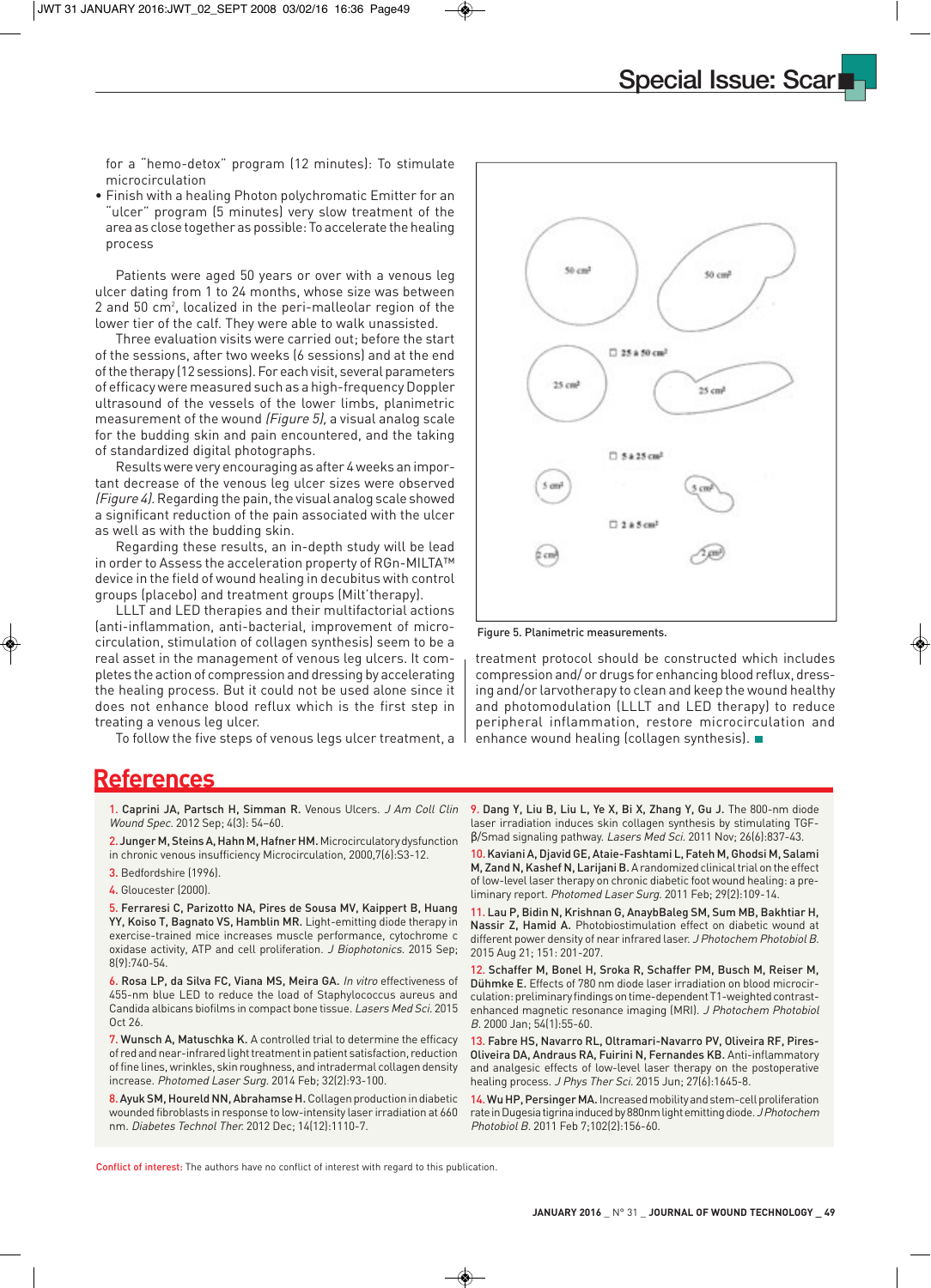for a "hemo-detox" program (12 minutes): To stimulate microcirculation

- Finish with a healing Photon polychromatic Emitter for an "ulcer" program (5 minutes) very slow treatment of the area as close together as possible: To accelerate the healing process

Patients were aged 50 years or over with a venous leg ulcer dating from 1 to 24 months, whose size was between 2 and 50 cm², localized in the peri-malleolar region of the lower tier of the calf. They were able to walk unassisted.

Three evaluation visits were carried out; before the start of the sessions, after two weeks (6 sessions) and at the end of the therapy (12 sessions). For each visit, several parameters of efficacy were measured such as a high-frequency Doppler ultrasound of the vessels of the lower limbs, planimetric measurement of the wound *(Figure 5)*, a visual analog scale for the budding skin and pain encountered, and the taking of standardized digital photographs.

Results were very encouraging as after 4 weeks an important decrease of the venous leg ulcer sizes were observed *(Figure 4)*. Regarding the pain, the visual analog scale showed a significant reduction of the pain associated with the ulcer as well as with the budding skin.

Regarding these results, an in-depth study will be lead in order to Assess the acceleration property of RGn-MILTA™ device in the field of wound healing in decubitus with control groups (placebo) and treatment groups (Milt'therapy).

LLLT and LED therapies and their multifactorial actions (anti-inflammation, anti-bacterial, improvement of microcirculation, stimulation of collagen synthesis) seem to be a real asset in the management of venous leg ulcers. It completes the action of compression and dressing by accelerating the healing process. But it could not be used alone since it does not enhance blood reflux which is the first step in treating a venous leg ulcer.

To follow the five steps of venous legs ulcer treatment, a treatment protocol should be constructed which includes compression and/ or drugs for enhancing blood reflux, dressing and/or larvotherapy to clean and keep the wound healthy and photomodulation (LLLT and LED therapy) to reduce peripheral inflammation, restore microcirculation and enhance wound healing (collagen synthesis).

50 cm²
50 cm²
☐ 25 à 50 cm²
25 cm²
25 cm²
☐ 5 à 25 cm²
5 cm²
5 cm²
☐ 2 à 5 cm²
2 cm²
2 cm²

Figure 5. Planimetric measurements.

# References

1. **Caprini JA, Partsch H, Simman R.** Venous Ulcers. *J Am Coll Clin Wound Spec.* 2012 Sep; 4(3): 54–60.
2. **Junger M, Steins A, Hahn M, Hafner HM.** Microcirculatory dysfunction in chronic venous insufficiency Microcirculation, 2000,7(6):S3-12.
3. Bedfordshire (1996).
4. Gloucester (2000).
5. **Ferraresi C, Parizotto NA, Pires de Sousa MV, Kaippert B, Huang YY, Koiso T, Bagnato VS, Hamblin MR.** Light-emitting diode therapy in exercise-trained mice increases muscle performance, cytochrome c oxidase activity, ATP and cell proliferation. *J Biophotonics.* 2015 Sep; 8(9):740-54.
6. **Rosa LP, da Silva FC, Viana MS, Meira GA.** *In vitro* effectiveness of 455-nm blue LED to reduce the load of Staphylococcus aureus and Candida albicans biofilms in compact bone tissue. *Lasers Med Sci.* 2015 Oct 26.
7. **Wunsch A, Matuschka K.** A controlled trial to determine the efficacy of red and near-infrared light treatment in patient satisfaction, reduction of fine lines, wrinkles, skin roughness, and intradermal collagen density increase. *Photomed Laser Surg.* 2014 Feb; 32(2):93-100.
8. **Ayuk SM, Houreld NN, Abrahamse H.** Collagen production in diabetic wounded fibroblasts in response to low-intensity laser irradiation at 660 nm. *Diabetes Technol Ther.* 2012 Dec; 14(12):1110-7.
9. **Dang Y, Liu B, Liu L, Ye X, Bi X, Zhang Y, Gu J.** The 800-nm diode laser irradiation induces skin collagen synthesis by stimulating TGF-β/Smad signaling pathway. *Lasers Med Sci.* 2011 Nov; 26(6):837-43.
10. **Kaviani A, Djavid GE, Ataie-Fashtami L, Fateh M, Ghodsi M, Salami M, Zand N, Kashef N, Larijani B.** A randomized clinical trial on the effect of low-level laser therapy on chronic diabetic foot wound healing: a preliminary report. *Photomed Laser Surg.* 2011 Feb; 29(2):109-14.
11. **Lau P, Bidin N, Krishnan G, AnaybBaleg SM, Sum MB, Bakhtiar H, Nassir Z, Hamid A.** Photobiostimulation effect on diabetic wound at different power density of near infrared laser. *J Photochem Photobiol B.* 2015 Aug 21; 151: 201-207.
12. **Schaffer M, Bonel H, Sroka R, Schaffer PM, Busch M, Reiser M, Dühmke E.** Effects of 780 nm diode laser irradiation on blood microcirculation: preliminary findings on time-dependent T1-weighted contrast-enhanced magnetic resonance imaging (MRI). *J Photochem Photobiol B.* 2000 Jan; 54(1):55-60.
13. **Fabre HS, Navarro RL, Oltramari-Navarro PV, Oliveira RF, Pires-Oliveira DA, Andraus RA, Fuirini N, Fernandes KB.** Anti-inflammatory and analgesic effects of low-level laser therapy on the postoperative healing process. *J Phys Ther Sci.* 2015 Jun; 27(6):1645-8.
14. **Wu HP, Persinger MA.** Increased mobility and stem-cell proliferation rate in Dugesia tigrina induced by 880nm light emitting diode. *J Photochem Photobiol B.* 2011 Feb 7;102(2):156-60.

Conflict of interest: The authors have no conflict of interest with regard to this publication.